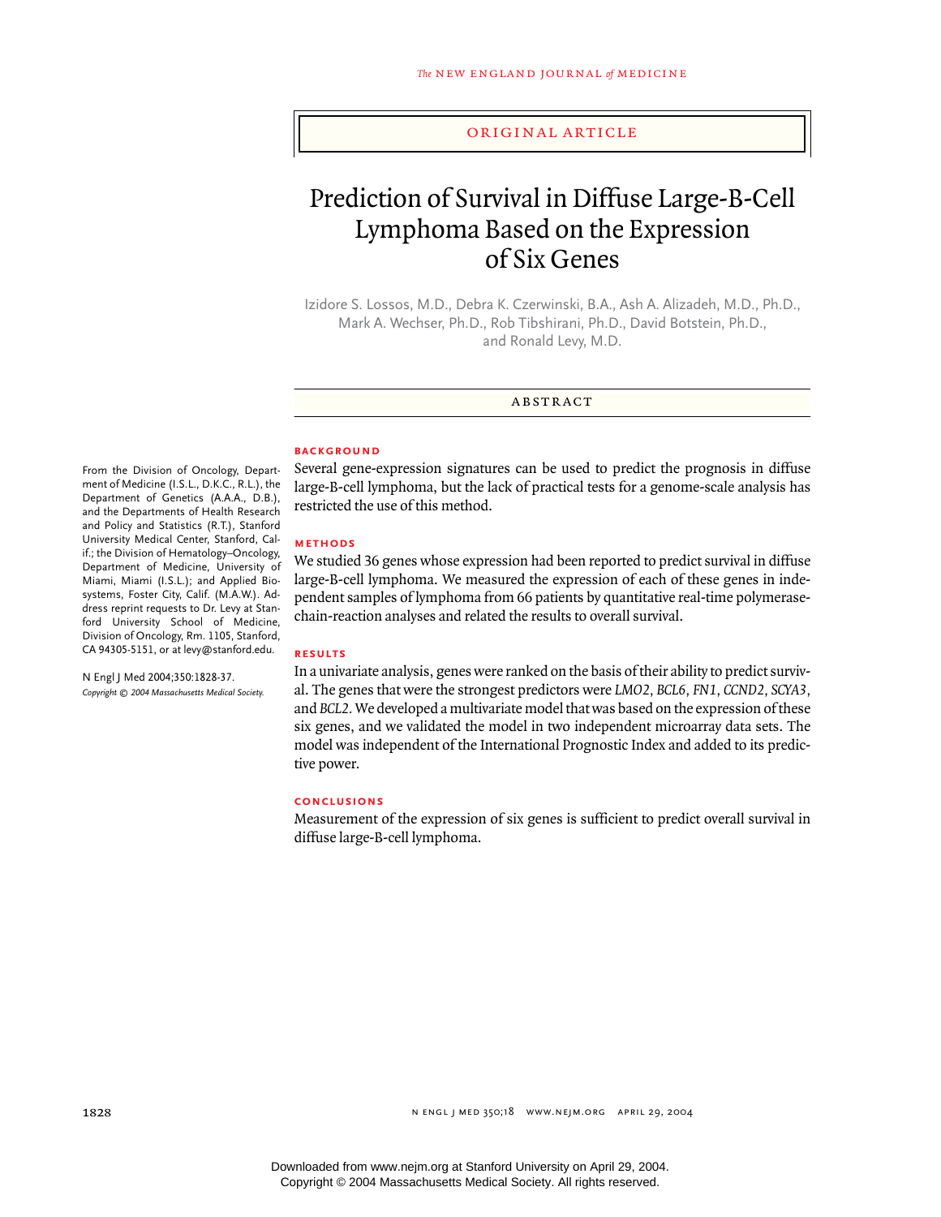ORIGINAL ARTICLE

# Prediction of Survival in Diffuse Large-B-Cell Lymphoma Based on the Expression of Six Genes

Izidore S. Lossos, M.D., Debra K. Czerwinski, B.A., Ash A. Alizadeh, M.D., Ph.D., Mark A. Wechser, Ph.D., Rob Tibshirani, Ph.D., David Botstein, Ph.D., and Ronald Levy, M.D.

## ABSTRACT

### BACKGROUND

Several gene-expression signatures can be used to predict the prognosis in diffuse large-B-cell lymphoma, but the lack of practical tests for a genome-scale analysis has restricted the use of this method.

### METHODS

We studied 36 genes whose expression had been reported to predict survival in diffuse large-B-cell lymphoma. We measured the expression of each of these genes in independent samples of lymphoma from 66 patients by quantitative real-time polymerase-chain-reaction analyses and related the results to overall survival.

### RESULTS

In a univariate analysis, genes were ranked on the basis of their ability to predict survival. The genes that were the strongest predictors were *LMO2*, *BCL6*, *FN1*, *CCND2*, *SCYA3*, and *BCL2*. We developed a multivariate model that was based on the expression of these six genes, and we validated the model in two independent microarray data sets. The model was independent of the International Prognostic Index and added to its predictive power.

### CONCLUSIONS

Measurement of the expression of six genes is sufficient to predict overall survival in diffuse large-B-cell lymphoma.

From the Division of Oncology, Department of Medicine (I.S.L., D.K.C., R.L.), the Department of Genetics (A.A.A., D.B.), and the Departments of Health Research and Policy and Statistics (R.T.), Stanford University Medical Center, Stanford, Calif.; the Division of Hematology–Oncology, Department of Medicine, University of Miami, Miami (I.S.L.); and Applied Biosystems, Foster City, Calif. (M.A.W.). Address reprint requests to Dr. Levy at Stanford University School of Medicine, Division of Oncology, Rm. 1105, Stanford, CA 94305-5151, or at levy@stanford.edu.

N Engl J Med 2004;350:1828-37.
*Copyright © 2004 Massachusetts Medical Society.*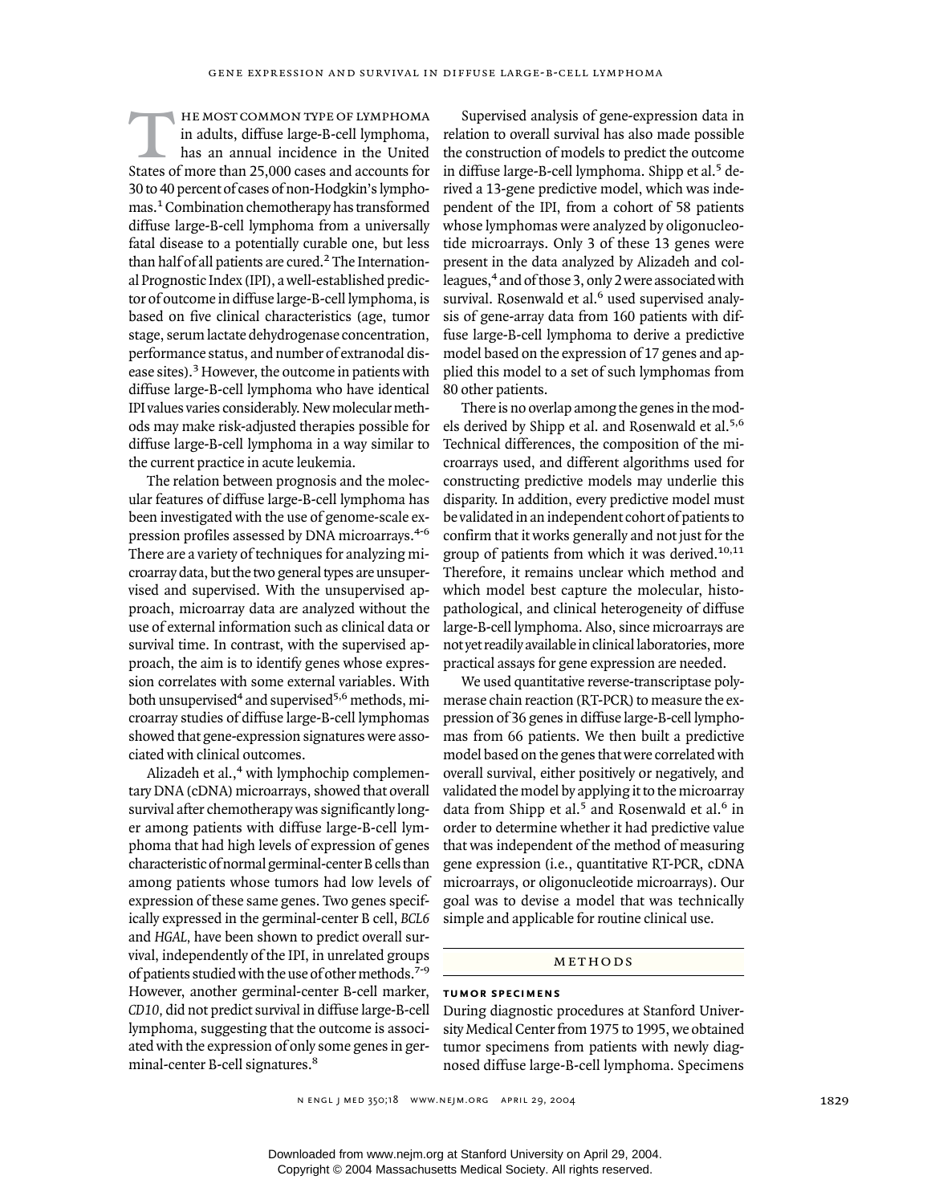The most common type of lymphoma in adults, diffuse large-B-cell lymphoma, has an annual incidence in the United States of more than 25,000 cases and accounts for 30 to 40 percent of cases of non-Hodgkin's lymphomas.[1] Combination chemotherapy has transformed diffuse large-B-cell lymphoma from a universally fatal disease to a potentially curable one, but less than half of all patients are cured.[2] The International Prognostic Index (IPI), a well-established predictor of outcome in diffuse large-B-cell lymphoma, is based on five clinical characteristics (age, tumor stage, serum lactate dehydrogenase concentration, performance status, and number of extranodal disease sites).[3] However, the outcome in patients with diffuse large-B-cell lymphoma who have identical IPI values varies considerably. New molecular methods may make risk-adjusted therapies possible for diffuse large-B-cell lymphoma in a way similar to the current practice in acute leukemia.

The relation between prognosis and the molecular features of diffuse large-B-cell lymphoma has been investigated with the use of genome-scale expression profiles assessed by DNA microarrays.[4-6] There are a variety of techniques for analyzing microarray data, but the two general types are unsupervised and supervised. With the unsupervised approach, microarray data are analyzed without the use of external information such as clinical data or survival time. In contrast, with the supervised approach, the aim is to identify genes whose expression correlates with some external variables. With both unsupervised[4] and supervised[5,6] methods, microarray studies of diffuse large-B-cell lymphomas showed that gene-expression signatures were associated with clinical outcomes.

Alizadeh et al.,[4] with lymphochip complementary DNA (cDNA) microarrays, showed that overall survival after chemotherapy was significantly longer among patients with diffuse large-B-cell lymphoma that had high levels of expression of genes characteristic of normal germinal-center B cells than among patients whose tumors had low levels of expression of these same genes. Two genes specifically expressed in the germinal-center B cell, *BCL6* and *HGAL,* have been shown to predict overall survival, independently of the IPI, in unrelated groups of patients studied with the use of other methods.[7-9] However, another germinal-center B-cell marker, *CD10,* did not predict survival in diffuse large-B-cell lymphoma, suggesting that the outcome is associated with the expression of only some genes in germinal-center B-cell signatures.[8]

Supervised analysis of gene-expression data in relation to overall survival has also made possible the construction of models to predict the outcome in diffuse large-B-cell lymphoma. Shipp et al.[5] derived a 13-gene predictive model, which was independent of the IPI, from a cohort of 58 patients whose lymphomas were analyzed by oligonucleotide microarrays. Only 3 of these 13 genes were present in the data analyzed by Alizadeh and colleagues,[4] and of those 3, only 2 were associated with survival. Rosenwald et al.[6] used supervised analysis of gene-array data from 160 patients with diffuse large-B-cell lymphoma to derive a predictive model based on the expression of 17 genes and applied this model to a set of such lymphomas from 80 other patients.

There is no overlap among the genes in the models derived by Shipp et al. and Rosenwald et al.[5,6] Technical differences, the composition of the microarrays used, and different algorithms used for constructing predictive models may underlie this disparity. In addition, every predictive model must be validated in an independent cohort of patients to confirm that it works generally and not just for the group of patients from which it was derived.[10,11] Therefore, it remains unclear which method and which model best capture the molecular, histopathological, and clinical heterogeneity of diffuse large-B-cell lymphoma. Also, since microarrays are not yet readily available in clinical laboratories, more practical assays for gene expression are needed.

We used quantitative reverse-transcriptase polymerase chain reaction (RT-PCR) to measure the expression of 36 genes in diffuse large-B-cell lymphomas from 66 patients. We then built a predictive model based on the genes that were correlated with overall survival, either positively or negatively, and validated the model by applying it to the microarray data from Shipp et al.[5] and Rosenwald et al.[6] in order to determine whether it had predictive value that was independent of the method of measuring gene expression (i.e., quantitative RT-PCR, cDNA microarrays, or oligonucleotide microarrays). Our goal was to devise a model that was technically simple and applicable for routine clinical use.

## METHODS

### TUMOR SPECIMENS

During diagnostic procedures at Stanford University Medical Center from 1975 to 1995, we obtained tumor specimens from patients with newly diagnosed diffuse large-B-cell lymphoma. Specimens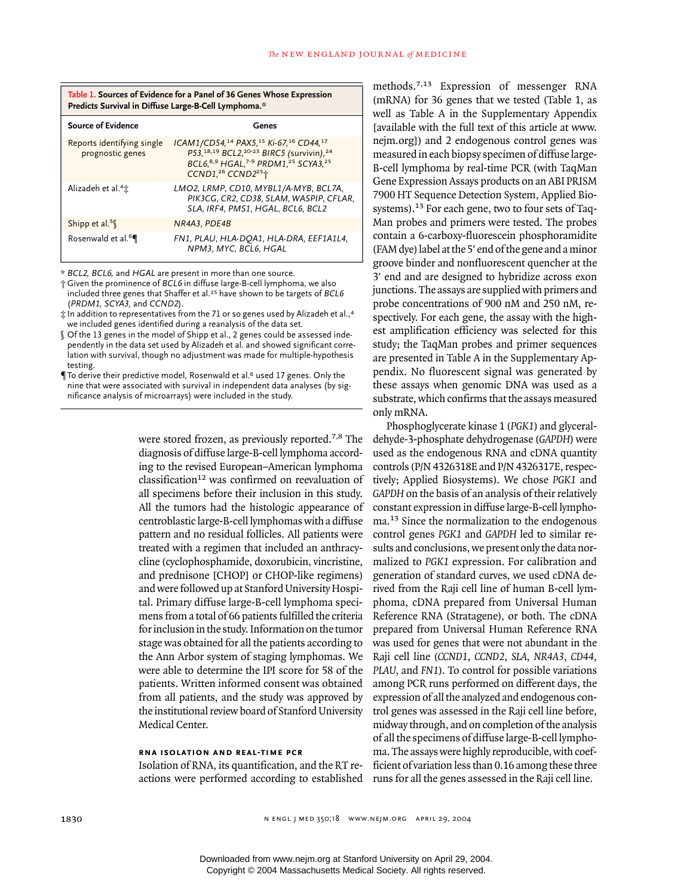**Table 1. Sources of Evidence for a Panel of 36 Genes Whose Expression Predicts Survival in Diffuse Large-B-Cell Lymphoma.***

| Source of Evidence | Genes |
|---|---|
| Reports identifying single prognostic genes | *ICAM1/CD54*,[14] *PAX5*,[15] *Ki-67*,[16] *CD44*,[17] *P53*,[18,19] *BCL2*,[20-23] *BIRC5* (survivin),[24] *BCL6*,[8,9] *HGAL*,[7-9] *PRDM1*,[25] *SCYA3*,[25] *CCND1*,[26] *CCND2*[25]† |
| Alizadeh et al.[4]‡ | *LMO2, LRMP, CD10, MYBL1/A-MYB, BCL7A, PIK3CG, CR2, CD38, SLAM, WASPIP, CFLAR, SLA, IRF4, PMS1, HGAL, BCL6, BCL2* |
| Shipp et al.[5]§ | *NR4A3, PDE4B* |
| Rosenwald et al.[6]¶ | *FN1, PLAU, HLA-DQA1, HLA-DRA, EEF1A1L4, NPM3, MYC, BCL6, HGAL* |

\* *BCL2, BCL6,* and *HGAL* are present in more than one source.

† Given the prominence of *BCL6* in diffuse large-B-cell lymphoma, we also included three genes that Shaffer et al.[25] have shown to be targets of *BCL6* (*PRDM1, SCYA3,* and *CCND2*).

‡ In addition to representatives from the 71 or so genes used by Alizadeh et al.,[4] we included genes identified during a reanalysis of the data set.

§ Of the 13 genes in the model of Shipp et al., 2 genes could be assessed independently in the data set used by Alizadeh et al. and showed significant correlation with survival, though no adjustment was made for multiple-hypothesis testing.

¶ To derive their predictive model, Rosenwald et al.[6] used 17 genes. Only the nine that were associated with survival in independent data analyses (by significance analysis of microarrays) were included in the study.

were stored frozen, as previously reported.[7,8] The diagnosis of diffuse large-B-cell lymphoma according to the revised European–American lymphoma classification[12] was confirmed on reevaluation of all specimens before their inclusion in this study. All the tumors had the histologic appearance of centroblastic large-B-cell lymphomas with a diffuse pattern and no residual follicles. All patients were treated with a regimen that included an anthracycline (cyclophosphamide, doxorubicin, vincristine, and prednisone [CHOP] or CHOP-like regimens) and were followed up at Stanford University Hospital. Primary diffuse large-B-cell lymphoma specimens from a total of 66 patients fulfilled the criteria for inclusion in the study. Information on the tumor stage was obtained for all the patients according to the Ann Arbor system of staging lymphomas. We were able to determine the IPI score for 58 of the patients. Written informed consent was obtained from all patients, and the study was approved by the institutional review board of Stanford University Medical Center.

### RNA ISOLATION AND REAL-TIME PCR

Isolation of RNA, its quantification, and the RT reactions were performed according to established methods.[7,13] Expression of messenger RNA (mRNA) for 36 genes that we tested (Table 1, as well as Table A in the Supplementary Appendix [available with the full text of this article at www.nejm.org]) and 2 endogenous control genes was measured in each biopsy specimen of diffuse large-B-cell lymphoma by real-time PCR (with TaqMan Gene Expression Assays products on an ABI PRISM 7900 HT Sequence Detection System, Applied Biosystems).[13] For each gene, two to four sets of TaqMan probes and primers were tested. The probes contain a 6-carboxy-fluorescein phosphoramidite (FAM dye) label at the 5′ end of the gene and a minor groove binder and nonfluorescent quencher at the 3′ end and are designed to hybridize across exon junctions. The assays are supplied with primers and probe concentrations of 900 nM and 250 nM, respectively. For each gene, the assay with the highest amplification efficiency was selected for this study; the TaqMan probes and primer sequences are presented in Table A in the Supplementary Appendix. No fluorescent signal was generated by these assays when genomic DNA was used as a substrate, which confirms that the assays measured only mRNA.

Phosphoglycerate kinase 1 (*PGK1*) and glyceraldehyde-3-phosphate dehydrogenase (*GAPDH*) were used as the endogenous RNA and cDNA quantity controls (P/N 4326318E and P/N 4326317E, respectively; Applied Biosystems). We chose *PGK1* and *GAPDH* on the basis of an analysis of their relatively constant expression in diffuse large-B-cell lymphoma.[13] Since the normalization to the endogenous control genes *PGK1* and *GAPDH* led to similar results and conclusions, we present only the data normalized to *PGK1* expression. For calibration and generation of standard curves, we used cDNA derived from the Raji cell line of human B-cell lymphoma, cDNA prepared from Universal Human Reference RNA (Stratagene), or both. The cDNA prepared from Universal Human Reference RNA was used for genes that were not abundant in the Raji cell line (*CCND1*, *CCND2*, *SLA*, *NR4A3*, *CD44*, *PLAU*, and *FN1*). To control for possible variations among PCR runs performed on different days, the expression of all the analyzed and endogenous control genes was assessed in the Raji cell line before, midway through, and on completion of the analysis of all the specimens of diffuse large-B-cell lymphoma. The assays were highly reproducible, with coefficient of variation less than 0.16 among these three runs for all the genes assessed in the Raji cell line.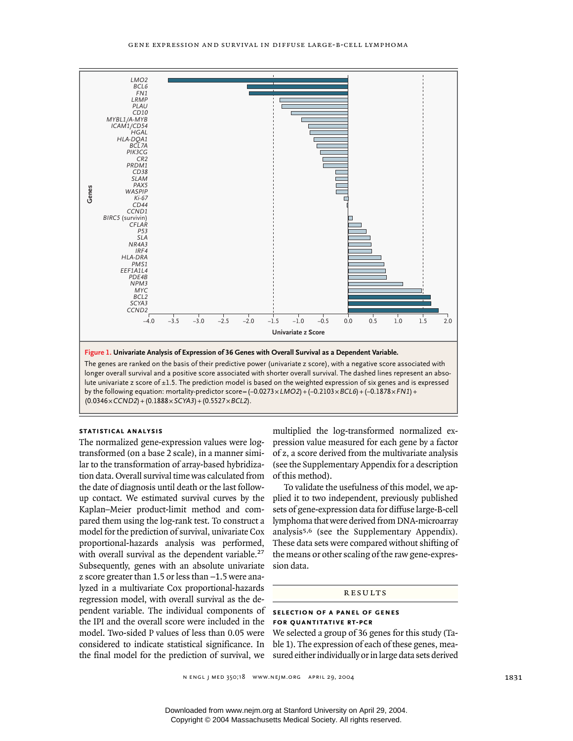Figure 1. Univariate Analysis of Expression of 36 Genes with Overall Survival as a Dependent Variable.

The genes are ranked on the basis of their predictive power (univariate z score), with a negative score associated with longer overall survival and a positive score associated with shorter overall survival. The dashed lines represent an absolute univariate z score of ±1.5. The prediction model is based on the weighted expression of six genes and is expressed by the following equation: mortality-predictor score = (−0.0273 × *LMO2*) + (−0.2103 × *BCL6*) + (−0.1878 × *FN1*) + (0.0346 × *CCND2*) + (0.1888 × *SCYA3*) + (0.5527 × *BCL2*).

### STATISTICAL ANALYSIS

The normalized gene-expression values were log-transformed (on a base 2 scale), in a manner similar to the transformation of array-based hybridization data. Overall survival time was calculated from the date of diagnosis until death or the last follow-up contact. We estimated survival curves by the Kaplan–Meier product-limit method and compared them using the log-rank test. To construct a model for the prediction of survival, univariate Cox proportional-hazards analysis was performed, with overall survival as the dependent variable.[27] Subsequently, genes with an absolute univariate z score greater than 1.5 or less than −1.5 were analyzed in a multivariate Cox proportional-hazards regression model, with overall survival as the dependent variable. The individual components of the IPI and the overall score were included in the model. Two-sided P values of less than 0.05 were considered to indicate statistical significance. In the final model for the prediction of survival, we multiplied the log-transformed normalized expression value measured for each gene by a factor of z, a score derived from the multivariate analysis (see the Supplementary Appendix for a description of this method).

To validate the usefulness of this model, we applied it to two independent, previously published sets of gene-expression data for diffuse large-B-cell lymphoma that were derived from DNA-microarray analysis[5,6] (see the Supplementary Appendix). These data sets were compared without shifting of the means or other scaling of the raw gene-expression data.

## RESULTS

### SELECTION OF A PANEL OF GENES FOR QUANTITATIVE RT-PCR

We selected a group of 36 genes for this study (Table 1). The expression of each of these genes, measured either individually or in large data sets derived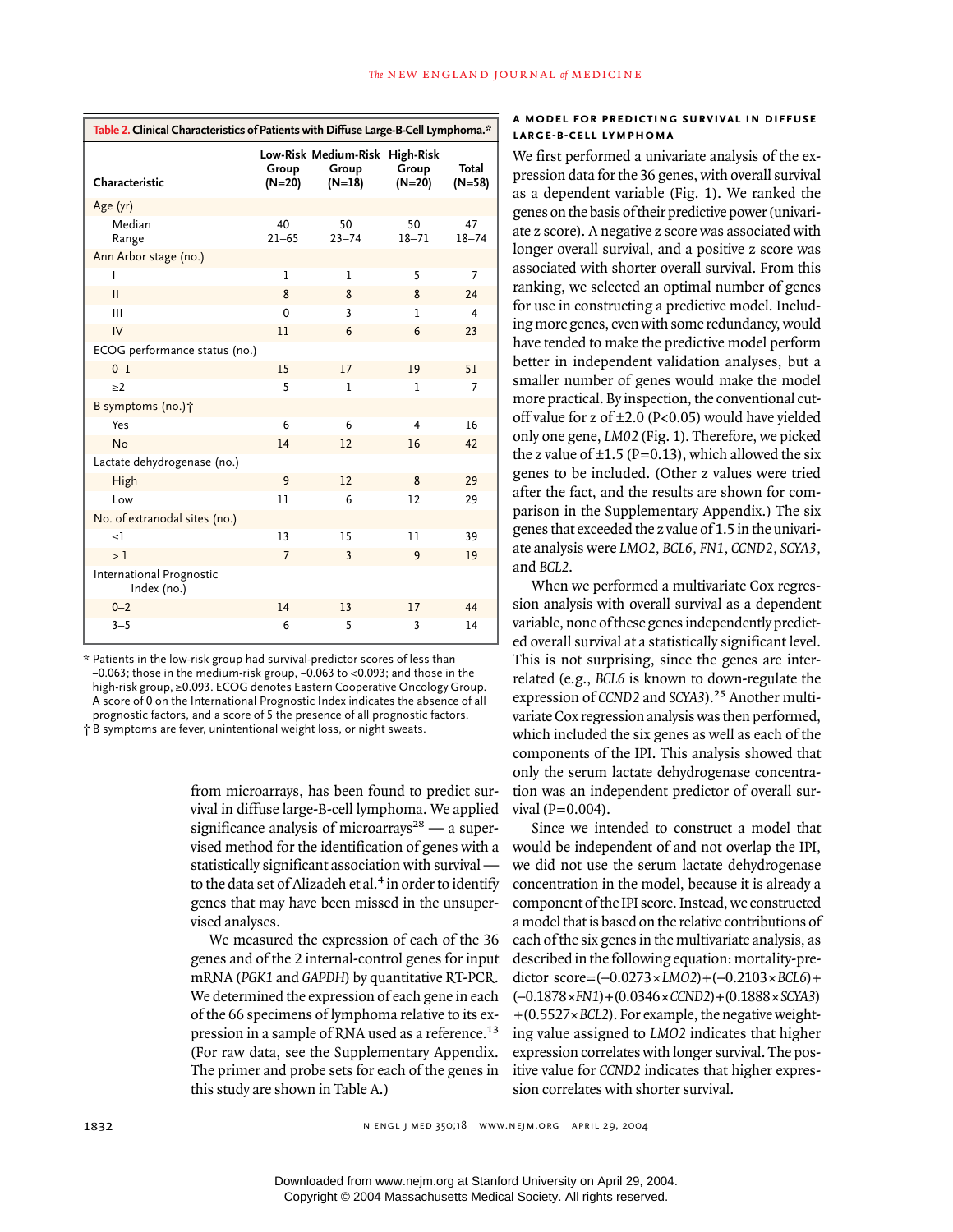**Table 2. Clinical Characteristics of Patients with Diffuse Large-B-Cell Lymphoma.***

| Characteristic | Low-Risk Group (N=20) | Medium-Risk Group (N=18) | High-Risk Group (N=20) | Total (N=58) |
|---|---|---|---|---|
| Age (yr) | | | | |
| Median | 40 | 50 | 50 | 47 |
| Range | 21–65 | 23–74 | 18–71 | 18–74 |
| Ann Arbor stage (no.) | | | | |
| I | 1 | 1 | 5 | 7 |
| II | 8 | 8 | 8 | 24 |
| III | 0 | 3 | 1 | 4 |
| IV | 11 | 6 | 6 | 23 |
| ECOG performance status (no.) | | | | |
| 0–1 | 15 | 17 | 19 | 51 |
| ≥2 | 5 | 1 | 1 | 7 |
| B symptoms (no.)† | | | | |
| Yes | 6 | 6 | 4 | 16 |
| No | 14 | 12 | 16 | 42 |
| Lactate dehydrogenase (no.) | | | | |
| High | 9 | 12 | 8 | 29 |
| Low | 11 | 6 | 12 | 29 |
| No. of extranodal sites (no.) | | | | |
| ≤1 | 13 | 15 | 11 | 39 |
| >1 | 7 | 3 | 9 | 19 |
| International Prognostic Index (no.) | | | | |
| 0–2 | 14 | 13 | 17 | 44 |
| 3–5 | 6 | 5 | 3 | 14 |

\* Patients in the low-risk group had survival-predictor scores of less than −0.063; those in the medium-risk group, −0.063 to <0.093; and those in the high-risk group, ≥0.093. ECOG denotes Eastern Cooperative Oncology Group. A score of 0 on the International Prognostic Index indicates the absence of all prognostic factors, and a score of 5 the presence of all prognostic factors.

† B symptoms are fever, unintentional weight loss, or night sweats.

from microarrays, has been found to predict survival in diffuse large-B-cell lymphoma. We applied significance analysis of microarrays[28] — a supervised method for the identification of genes with a statistically significant association with survival — to the data set of Alizadeh et al.[4] in order to identify genes that may have been missed in the unsupervised analyses.

We measured the expression of each of the 36 genes and of the 2 internal-control genes for input mRNA (*PGK1* and *GAPDH*) by quantitative RT-PCR. We determined the expression of each gene in each of the 66 specimens of lymphoma relative to its expression in a sample of RNA used as a reference.[13] (For raw data, see the Supplementary Appendix. The primer and probe sets for each of the genes in this study are shown in Table A.)

### A MODEL FOR PREDICTING SURVIVAL IN DIFFUSE LARGE-B-CELL LYMPHOMA

We first performed a univariate analysis of the expression data for the 36 genes, with overall survival as a dependent variable (Fig. 1). We ranked the genes on the basis of their predictive power (univariate z score). A negative z score was associated with longer overall survival, and a positive z score was associated with shorter overall survival. From this ranking, we selected an optimal number of genes for use in constructing a predictive model. Including more genes, even with some redundancy, would have tended to make the predictive model perform better in independent validation analyses, but a smaller number of genes would make the model more practical. By inspection, the conventional cutoff value for z of ±2.0 ($P<0.05$) would have yielded only one gene, *LMO2* (Fig. 1). Therefore, we picked the z value of ±1.5 ($P=0.13$), which allowed the six genes to be included. (Other z values were tried after the fact, and the results are shown for comparison in the Supplementary Appendix.) The six genes that exceeded the z value of 1.5 in the univariate analysis were *LMO2*, *BCL6*, *FN1*, *CCND2*, *SCYA3*, and *BCL2*.

When we performed a multivariate Cox regression analysis with overall survival as a dependent variable, none of these genes independently predicted overall survival at a statistically significant level. This is not surprising, since the genes are interrelated (e.g., *BCL6* is known to down-regulate the expression of *CCND2* and *SCYA3*).[25] Another multivariate Cox regression analysis was then performed, which included the six genes as well as each of the components of the IPI. This analysis showed that only the serum lactate dehydrogenase concentration was an independent predictor of overall survival ($P=0.004$).

Since we intended to construct a model that would be independent of and not overlap the IPI, we did not use the serum lactate dehydrogenase concentration in the model, because it is already a component of the IPI score. Instead, we constructed a model that is based on the relative contributions of each of the six genes in the multivariate analysis, as described in the following equation: mortality-predictor score=$(-0.0273\times LMO2)+(-0.2103\times BCL6)+(-0.1878\times FN1)+(0.0346\times CCND2)+(0.1888\times SCYA3)+(0.5527\times BCL2)$. For example, the negative weighting value assigned to *LMO2* indicates that higher expression correlates with longer survival. The positive value for *CCND2* indicates that higher expression correlates with shorter survival.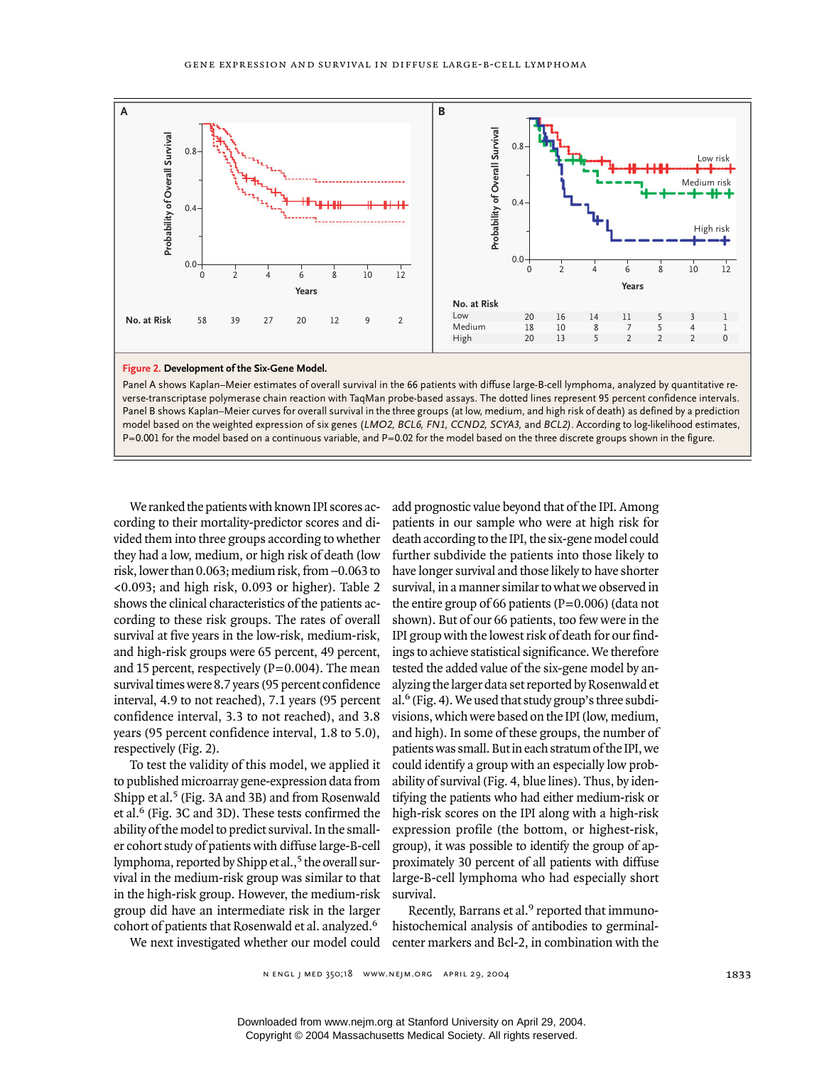**Figure 2. Development of the Six-Gene Model.**

Panel A shows Kaplan–Meier estimates of overall survival in the 66 patients with diffuse large-B-cell lymphoma, analyzed by quantitative reverse-transcriptase polymerase chain reaction with TaqMan probe-based assays. The dotted lines represent 95 percent confidence intervals. Panel B shows Kaplan–Meier curves for overall survival in the three groups (at low, medium, and high risk of death) as defined by a prediction model based on the weighted expression of six genes (*LMO2, BCL6, FN1, CCND2, SCYA3,* and *BCL2*). According to log-likelihood estimates, P=0.001 for the model based on a continuous variable, and P=0.02 for the model based on the three discrete groups shown in the figure.

We ranked the patients with known IPI scores according to their mortality-predictor scores and divided them into three groups according to whether they had a low, medium, or high risk of death (low risk, lower than 0.063; medium risk, from −0.063 to <0.093; and high risk, 0.093 or higher). Table 2 shows the clinical characteristics of the patients according to these risk groups. The rates of overall survival at five years in the low-risk, medium-risk, and high-risk groups were 65 percent, 49 percent, and 15 percent, respectively (P=0.004). The mean survival times were 8.7 years (95 percent confidence interval, 4.9 to not reached), 7.1 years (95 percent confidence interval, 3.3 to not reached), and 3.8 years (95 percent confidence interval, 1.8 to 5.0), respectively (Fig. 2).

To test the validity of this model, we applied it to published microarray gene-expression data from Shipp et al.[5] (Fig. 3A and 3B) and from Rosenwald et al.[6] (Fig. 3C and 3D). These tests confirmed the ability of the model to predict survival. In the smaller cohort study of patients with diffuse large-B-cell lymphoma, reported by Shipp et al.,[5] the overall survival in the medium-risk group was similar to that in the high-risk group. However, the medium-risk group did have an intermediate risk in the larger cohort of patients that Rosenwald et al. analyzed.[6]

We next investigated whether our model could add prognostic value beyond that of the IPI. Among patients in our sample who were at high risk for death according to the IPI, the six-gene model could further subdivide the patients into those likely to have longer survival and those likely to have shorter survival, in a manner similar to what we observed in the entire group of 66 patients (P=0.006) (data not shown). But of our 66 patients, too few were in the IPI group with the lowest risk of death for our findings to achieve statistical significance. We therefore tested the added value of the six-gene model by analyzing the larger data set reported by Rosenwald et al.[6] (Fig. 4). We used that study group's three subdivisions, which were based on the IPI (low, medium, and high). In some of these groups, the number of patients was small. But in each stratum of the IPI, we could identify a group with an especially low probability of survival (Fig. 4, blue lines). Thus, by identifying the patients who had either medium-risk or high-risk scores on the IPI along with a high-risk expression profile (the bottom, or highest-risk, group), it was possible to identify the group of approximately 30 percent of all patients with diffuse large-B-cell lymphoma who had especially short survival.

Recently, Barrans et al.[9] reported that immunohistochemical analysis of antibodies to germinal-center markers and Bcl-2, in combination with the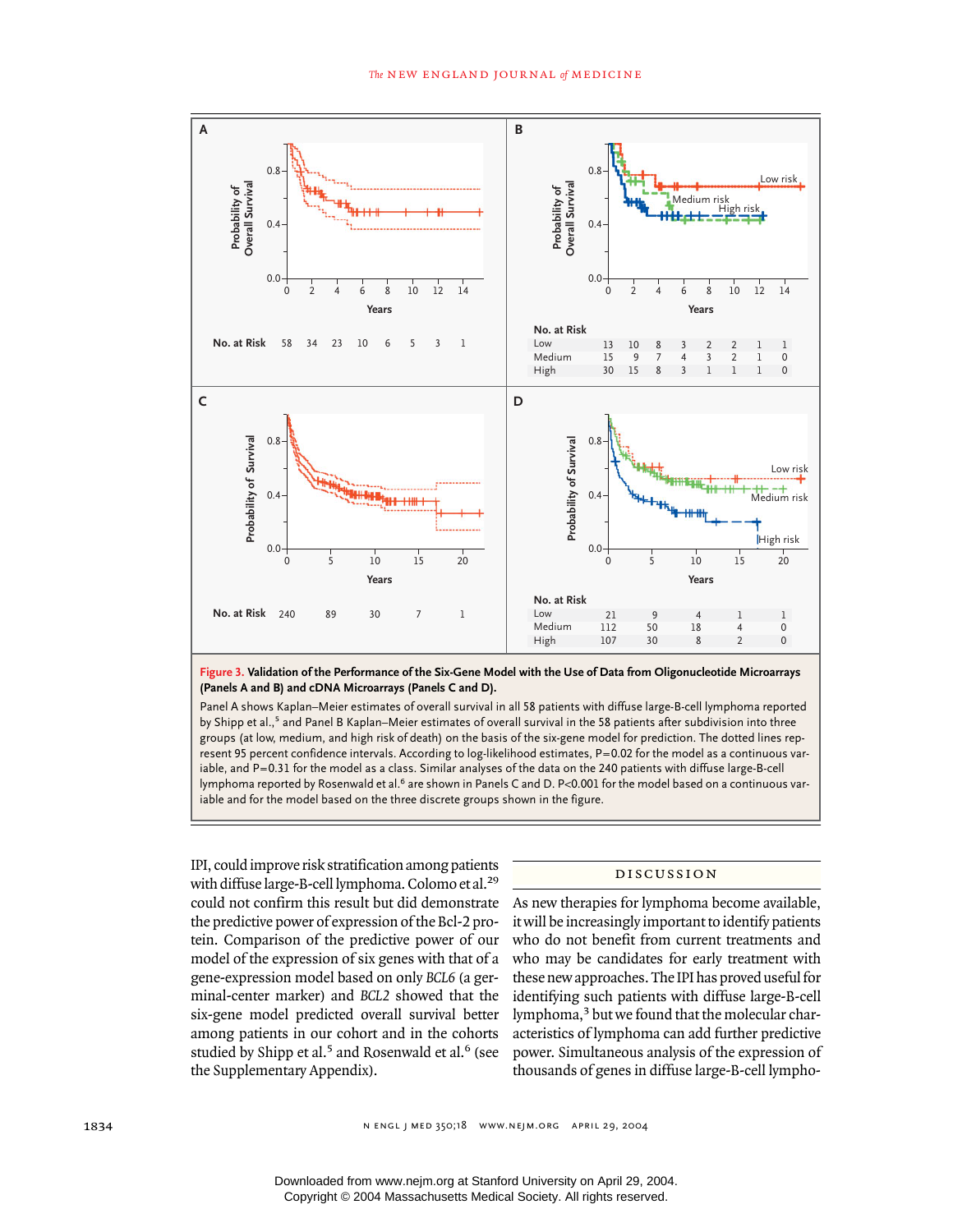**Figure 3. Validation of the Performance of the Six-Gene Model with the Use of Data from Oligonucleotide Microarrays (Panels A and B) and cDNA Microarrays (Panels C and D).**

Panel A shows Kaplan–Meier estimates of overall survival in all 58 patients with diffuse large-B-cell lymphoma reported by Shipp et al.,[5] and Panel B Kaplan–Meier estimates of overall survival in the 58 patients after subdivision into three groups (at low, medium, and high risk of death) on the basis of the six-gene model for prediction. The dotted lines represent 95 percent confidence intervals. According to log-likelihood estimates, P=0.02 for the model as a continuous variable, and P=0.31 for the model as a class. Similar analyses of the data on the 240 patients with diffuse large-B-cell lymphoma reported by Rosenwald et al.[6] are shown in Panels C and D. P<0.001 for the model based on a continuous variable and for the model based on the three discrete groups shown in the figure.

IPI, could improve risk stratification among patients with diffuse large-B-cell lymphoma. Colomo et al.[29] could not confirm this result but did demonstrate the predictive power of expression of the Bcl-2 protein. Comparison of the predictive power of our model of the expression of six genes with that of a gene-expression model based on only *BCL6* (a germinal-center marker) and *BCL2* showed that the six-gene model predicted overall survival better among patients in our cohort and in the cohorts studied by Shipp et al.[5] and Rosenwald et al.[6] (see the Supplementary Appendix).

## DISCUSSION

As new therapies for lymphoma become available, it will be increasingly important to identify patients who do not benefit from current treatments and who may be candidates for early treatment with these new approaches. The IPI has proved useful for identifying such patients with diffuse large-B-cell lymphoma,[3] but we found that the molecular characteristics of lymphoma can add further predictive power. Simultaneous analysis of the expression of thousands of genes in diffuse large-B-cell lympho-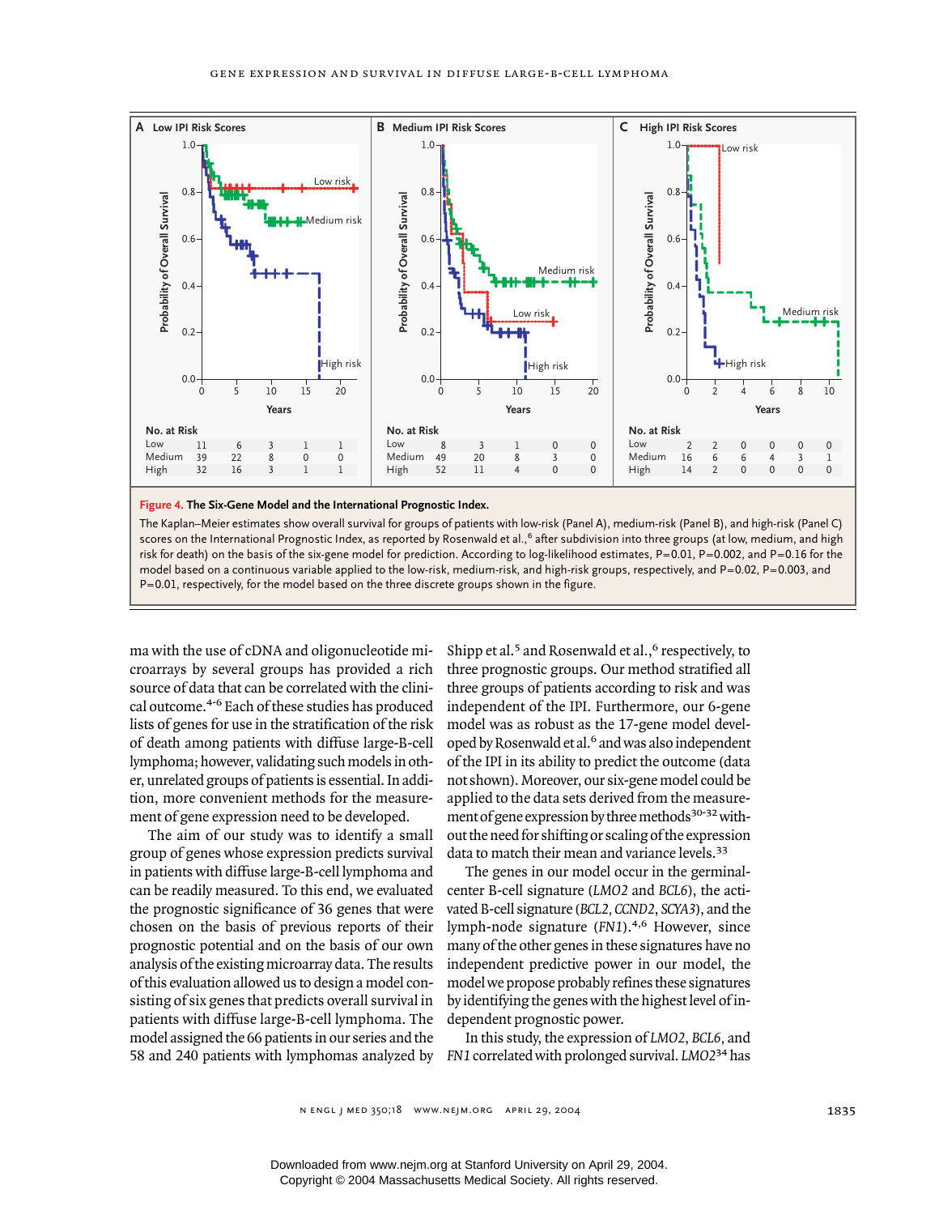**Figure 4. The Six-Gene Model and the International Prognostic Index.**

The Kaplan–Meier estimates show overall survival for groups of patients with low-risk (Panel A), medium-risk (Panel B), and high-risk (Panel C) scores on the International Prognostic Index, as reported by Rosenwald et al.,[6] after subdivision into three groups (at low, medium, and high risk for death) on the basis of the six-gene model for prediction. According to log-likelihood estimates, P=0.01, P=0.002, and P=0.16 for the model based on a continuous variable applied to the low-risk, medium-risk, and high-risk groups, respectively, and P=0.02, P=0.003, and P=0.01, respectively, for the model based on the three discrete groups shown in the figure.

ma with the use of cDNA and oligonucleotide microarrays by several groups has provided a rich source of data that can be correlated with the clinical outcome.[4-6] Each of these studies has produced lists of genes for use in the stratification of the risk of death among patients with diffuse large-B-cell lymphoma; however, validating such models in other, unrelated groups of patients is essential. In addition, more convenient methods for the measurement of gene expression need to be developed.

The aim of our study was to identify a small group of genes whose expression predicts survival in patients with diffuse large-B-cell lymphoma and can be readily measured. To this end, we evaluated the prognostic significance of 36 genes that were chosen on the basis of previous reports of their prognostic potential and on the basis of our own analysis of the existing microarray data. The results of this evaluation allowed us to design a model consisting of six genes that predicts overall survival in patients with diffuse large-B-cell lymphoma. The model assigned the 66 patients in our series and the 58 and 240 patients with lymphomas analyzed by Shipp et al.[5] and Rosenwald et al.,[6] respectively, to three prognostic groups. Our method stratified all three groups of patients according to risk and was independent of the IPI. Furthermore, our 6-gene model was as robust as the 17-gene model developed by Rosenwald et al.[6] and was also independent of the IPI in its ability to predict the outcome (data not shown). Moreover, our six-gene model could be applied to the data sets derived from the measurement of gene expression by three methods[30-32] without the need for shifting or scaling of the expression data to match their mean and variance levels.[33]

The genes in our model occur in the germinal-center B-cell signature (*LMO2* and *BCL6*), the activated B-cell signature (*BCL2*, *CCND2*, *SCYA3*), and the lymph-node signature (*FN1*).[4,6] However, since many of the other genes in these signatures have no independent predictive power in our model, the model we propose probably refines these signatures by identifying the genes with the highest level of independent prognostic power.

In this study, the expression of *LMO2*, *BCL6*, and *FN1* correlated with prolonged survival. *LMO2*[34] has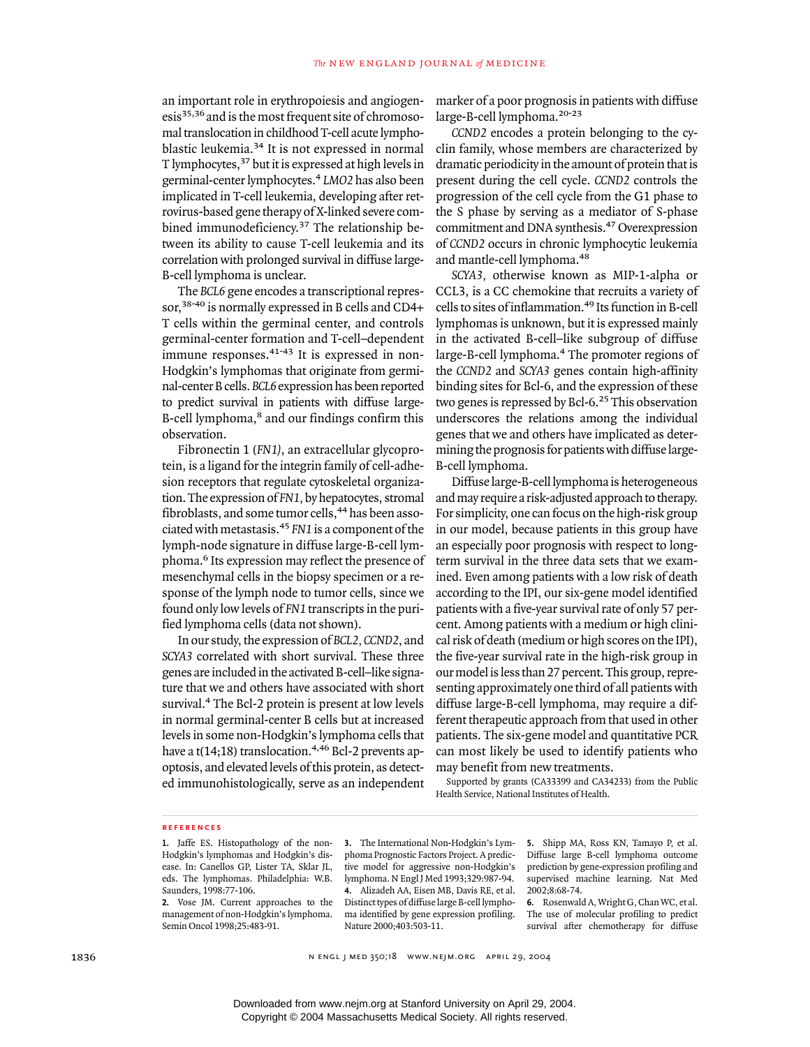an important role in erythropoiesis and angiogenesis[35,36] and is the most frequent site of chromosomal translocation in childhood T-cell acute lymphoblastic leukemia.[34] It is not expressed in normal T lymphocytes,[37] but it is expressed at high levels in germinal-center lymphocytes.[4] *LMO2* has also been implicated in T-cell leukemia, developing after retrovirus-based gene therapy of X-linked severe combined immunodeficiency.[37] The relationship between its ability to cause T-cell leukemia and its correlation with prolonged survival in diffuse large-B-cell lymphoma is unclear.

The *BCL6* gene encodes a transcriptional repressor,[38-40] is normally expressed in B cells and CD4+ T cells within the germinal center, and controls germinal-center formation and T-cell–dependent immune responses.[41-43] It is expressed in non-Hodgkin's lymphomas that originate from germinal-center B cells. *BCL6* expression has been reported to predict survival in patients with diffuse large-B-cell lymphoma,[8] and our findings confirm this observation.

Fibronectin 1 (*FN1*), an extracellular glycoprotein, is a ligand for the integrin family of cell-adhesion receptors that regulate cytoskeletal organization. The expression of *FN1*, by hepatocytes, stromal fibroblasts, and some tumor cells,[44] has been associated with metastasis.[45] *FN1* is a component of the lymph-node signature in diffuse large-B-cell lymphoma.[6] Its expression may reflect the presence of mesenchymal cells in the biopsy specimen or a response of the lymph node to tumor cells, since we found only low levels of *FN1* transcripts in the purified lymphoma cells (data not shown).

In our study, the expression of *BCL2*, *CCND2*, and *SCYA3* correlated with short survival. These three genes are included in the activated B-cell–like signature that we and others have associated with short survival.[4] The Bcl-2 protein is present at low levels in normal germinal-center B cells but at increased levels in some non-Hodgkin's lymphoma cells that have a t(14;18) translocation.[4,46] Bcl-2 prevents apoptosis, and elevated levels of this protein, as detected immunohistologically, serve as an independent marker of a poor prognosis in patients with diffuse large-B-cell lymphoma.[20-23]

*CCND2* encodes a protein belonging to the cyclin family, whose members are characterized by dramatic periodicity in the amount of protein that is present during the cell cycle. *CCND2* controls the progression of the cell cycle from the G1 phase to the S phase by serving as a mediator of S-phase commitment and DNA synthesis.[47] Overexpression of *CCND2* occurs in chronic lymphocytic leukemia and mantle-cell lymphoma.[48]

*SCYA3*, otherwise known as MIP-1-alpha or CCL3, is a CC chemokine that recruits a variety of cells to sites of inflammation.[49] Its function in B-cell lymphomas is unknown, but it is expressed mainly in the activated B-cell–like subgroup of diffuse large-B-cell lymphoma.[4] The promoter regions of the *CCND2* and *SCYA3* genes contain high-affinity binding sites for Bcl-6, and the expression of these two genes is repressed by Bcl-6.[25] This observation underscores the relations among the individual genes that we and others have implicated as determining the prognosis for patients with diffuse large-B-cell lymphoma.

Diffuse large-B-cell lymphoma is heterogeneous and may require a risk-adjusted approach to therapy. For simplicity, one can focus on the high-risk group in our model, because patients in this group have an especially poor prognosis with respect to long-term survival in the three data sets that we examined. Even among patients with a low risk of death according to the IPI, our six-gene model identified patients with a five-year survival rate of only 57 percent. Among patients with a medium or high clinical risk of death (medium or high scores on the IPI), the five-year survival rate in the high-risk group in our model is less than 27 percent. This group, representing approximately one third of all patients with diffuse large-B-cell lymphoma, may require a different therapeutic approach from that used in other patients. The six-gene model and quantitative PCR can most likely be used to identify patients who may benefit from new treatments.

Supported by grants (CA33399 and CA34233) from the Public Health Service, National Institutes of Health.

## References

1. Jaffe ES. Histopathology of the non-Hodgkin's lymphomas and Hodgkin's disease. In: Canellos GP, Lister TA, Sklar JL, eds. The lymphomas. Philadelphia: W.B. Saunders, 1998:77-106.
2. Vose JM. Current approaches to the management of non-Hodgkin's lymphoma. Semin Oncol 1998;25:483-91.
3. The International Non-Hodgkin's Lymphoma Prognostic Factors Project. A predictive model for aggressive non-Hodgkin's lymphoma. N Engl J Med 1993;329:987-94.
4. Alizadeh AA, Eisen MB, Davis RE, et al. Distinct types of diffuse large B-cell lymphoma identified by gene expression profiling. Nature 2000;403:503-11.
5. Shipp MA, Ross KN, Tamayo P, et al. Diffuse large B-cell lymphoma outcome prediction by gene-expression profiling and supervised machine learning. Nat Med 2002;8:68-74.
6. Rosenwald A, Wright G, Chan WC, et al. The use of molecular profiling to predict survival after chemotherapy for diffuse

Downloaded from www.nejm.org at Stanford University on April 29, 2004.
Copyright © 2004 Massachusetts Medical Society. All rights reserved.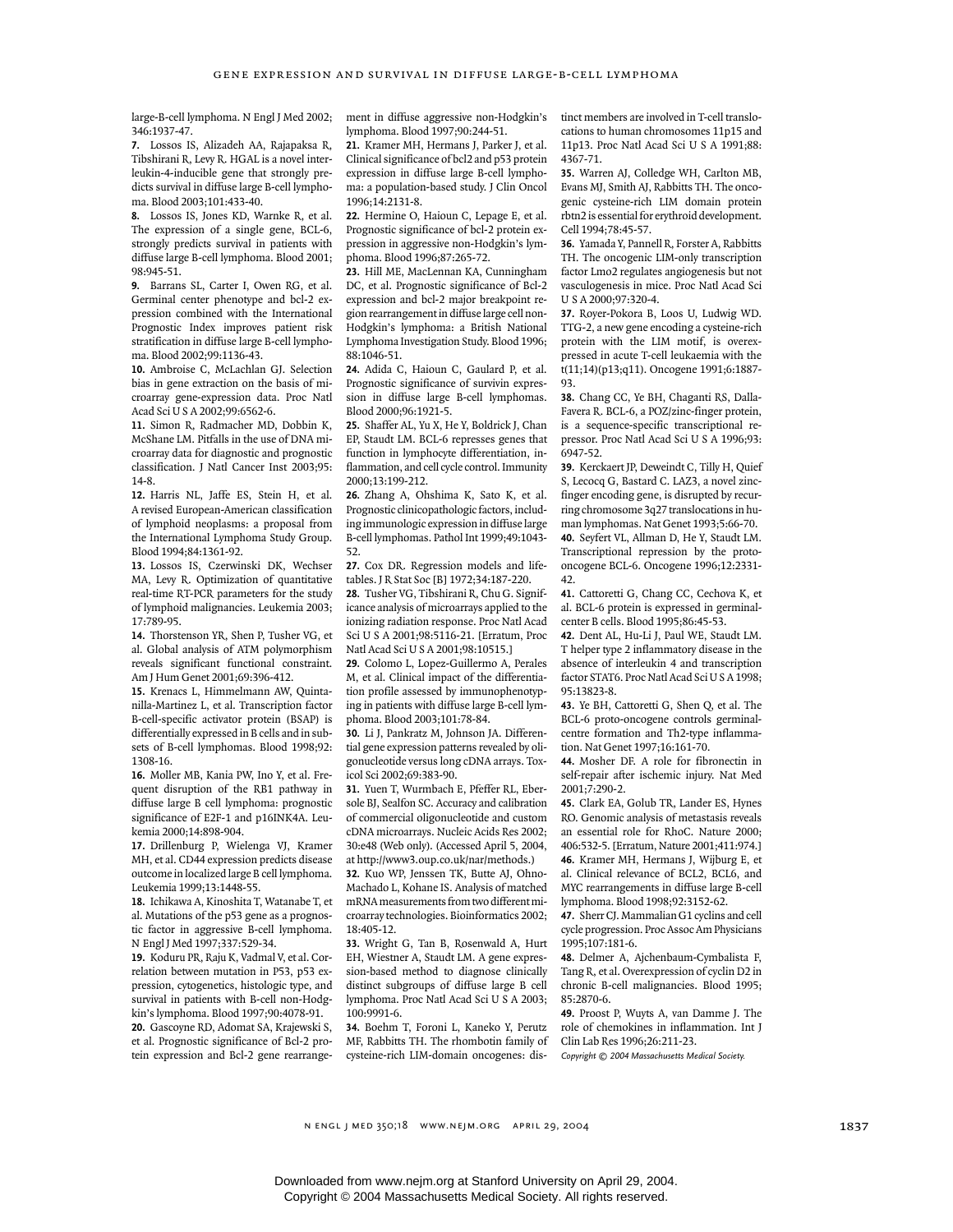large-B-cell lymphoma. N Engl J Med 2002; 346:1937-47.

**7.** Lossos IS, Alizadeh AA, Rajapaksa R, Tibshirani R, Levy R. HGAL is a novel interleukin-4-inducible gene that strongly predicts survival in diffuse large B-cell lymphoma. Blood 2003;101:433-40.

**8.** Lossos IS, Jones KD, Warnke R, et al. The expression of a single gene, BCL-6, strongly predicts survival in patients with diffuse large B-cell lymphoma. Blood 2001; 98:945-51.

**9.** Barrans SL, Carter I, Owen RG, et al. Germinal center phenotype and bcl-2 expression combined with the International Prognostic Index improves patient risk stratification in diffuse large B-cell lymphoma. Blood 2002;99:1136-43.

**10.** Ambroise C, McLachlan GJ. Selection bias in gene extraction on the basis of microarray gene-expression data. Proc Natl Acad Sci U S A 2002;99:6562-6.

**11.** Simon R, Radmacher MD, Dobbin K, McShane LM. Pitfalls in the use of DNA microarray data for diagnostic and prognostic classification. J Natl Cancer Inst 2003;95: 14-8.

**12.** Harris NL, Jaffe ES, Stein H, et al. A revised European-American classification of lymphoid neoplasms: a proposal from the International Lymphoma Study Group. Blood 1994;84:1361-92.

**13.** Lossos IS, Czerwinski DK, Wechser MA, Levy R. Optimization of quantitative real-time RT-PCR parameters for the study of lymphoid malignancies. Leukemia 2003; 17:789-95.

**14.** Thorstenson YR, Shen P, Tusher VG, et al. Global analysis of ATM polymorphism reveals significant functional constraint. Am J Hum Genet 2001;69:396-412.

**15.** Krenacs L, Himmelmann AW, Quintanilla-Martinez L, et al. Transcription factor B-cell-specific activator protein (BSAP) is differentially expressed in B cells and in subsets of B-cell lymphomas. Blood 1998;92: 1308-16.

**16.** Moller MB, Kania PW, Ino Y, et al. Frequent disruption of the RB1 pathway in diffuse large B cell lymphoma: prognostic significance of E2F-1 and p16INK4A. Leukemia 2000;14:898-904.

**17.** Drillenburg P, Wielenga VJ, Kramer MH, et al. CD44 expression predicts disease outcome in localized large B cell lymphoma. Leukemia 1999;13:1448-55.

**18.** Ichikawa A, Kinoshita T, Watanabe T, et al. Mutations of the p53 gene as a prognostic factor in aggressive B-cell lymphoma. N Engl J Med 1997;337:529-34.

**19.** Koduru PR, Raju K, Vadmal V, et al. Correlation between mutation in P53, p53 expression, cytogenetics, histologic type, and survival in patients with B-cell non-Hodgkin's lymphoma. Blood 1997;90:4078-91.

**20.** Gascoyne RD, Adomat SA, Krajewski S, et al. Prognostic significance of Bcl-2 protein expression and Bcl-2 gene rearrangement in diffuse aggressive non-Hodgkin's lymphoma. Blood 1997;90:244-51.

**21.** Kramer MH, Hermans J, Parker J, et al. Clinical significance of bcl2 and p53 protein expression in diffuse large B-cell lymphoma: a population-based study. J Clin Oncol 1996;14:2131-8.

**22.** Hermine O, Haioun C, Lepage E, et al. Prognostic significance of bcl-2 protein expression in aggressive non-Hodgkin's lymphoma. Blood 1996;87:265-72.

**23.** Hill ME, MacLennan KA, Cunningham DC, et al. Prognostic significance of Bcl-2 expression and bcl-2 major breakpoint region rearrangement in diffuse large cell non-Hodgkin's lymphoma: a British National Lymphoma Investigation Study. Blood 1996; 88:1046-51.

**24.** Adida C, Haioun C, Gaulard P, et al. Prognostic significance of survivin expression in diffuse large B-cell lymphomas. Blood 2000;96:1921-5.

**25.** Shaffer AL, Yu X, He Y, Boldrick J, Chan EP, Staudt LM. BCL-6 represses genes that function in lymphocyte differentiation, inflammation, and cell cycle control. Immunity 2000;13:199-212.

**26.** Zhang A, Ohshima K, Sato K, et al. Prognostic clinicopathologic factors, including immunologic expression in diffuse large B-cell lymphomas. Pathol Int 1999;49:1043-52.

**27.** Cox DR. Regression models and life-tables. J R Stat Soc [B] 1972;34:187-220.

**28.** Tusher VG, Tibshirani R, Chu G. Significance analysis of microarrays applied to the ionizing radiation response. Proc Natl Acad Sci U S A 2001;98:5116-21. [Erratum, Proc Natl Acad Sci U S A 2001;98:10515.]

**29.** Colomo L, Lopez-Guillermo A, Perales M, et al. Clinical impact of the differentiation profile assessed by immunophenotyping in patients with diffuse large B-cell lymphoma. Blood 2003;101:78-84.

**30.** Li J, Pankratz M, Johnson JA. Differential gene expression patterns revealed by oligonucleotide versus long cDNA arrays. Toxicol Sci 2002;69:383-90.

**31.** Yuen T, Wurmbach E, Pfeffer RL, Ebersole BJ, Sealfon SC. Accuracy and calibration of commercial oligonucleotide and custom cDNA microarrays. Nucleic Acids Res 2002; 30:e48 (Web only). (Accessed April 5, 2004, at http://www3.oup.co.uk/nar/methods.)

**32.** Kuo WP, Jenssen TK, Butte AJ, Ohno-Machado L, Kohane IS. Analysis of matched mRNA measurements from two different microarray technologies. Bioinformatics 2002; 18:405-12.

**33.** Wright G, Tan B, Rosenwald A, Hurt EH, Wiestner A, Staudt LM. A gene expression-based method to diagnose clinically distinct subgroups of diffuse large B cell lymphoma. Proc Natl Acad Sci U S A 2003; 100:9991-6.

**34.** Boehm T, Foroni L, Kaneko Y, Perutz MF, Rabbitts TH. The rhombotin family of cysteine-rich LIM-domain oncogenes: distinct members are involved in T-cell translocations to human chromosomes 11p15 and 11p13. Proc Natl Acad Sci U S A 1991;88: 4367-71.

**35.** Warren AJ, Colledge WH, Carlton MB, Evans MJ, Smith AJ, Rabbitts TH. The oncogenic cysteine-rich LIM domain protein rbtn2 is essential for erythroid development. Cell 1994;78:45-57.

**36.** Yamada Y, Pannell R, Forster A, Rabbitts TH. The oncogenic LIM-only transcription factor Lmo2 regulates angiogenesis but not vasculogenesis in mice. Proc Natl Acad Sci U S A 2000;97:320-4.

**37.** Royer-Pokora B, Loos U, Ludwig WD. TTG-2, a new gene encoding a cysteine-rich protein with the LIM motif, is overexpressed in acute T-cell leukaemia with the t(11;14)(p13;q11). Oncogene 1991;6:1887-93.

**38.** Chang CC, Ye BH, Chaganti RS, Dalla-Favera R. BCL-6, a POZ/zinc-finger protein, is a sequence-specific transcriptional repressor. Proc Natl Acad Sci U S A 1996;93: 6947-52.

**39.** Kerckaert JP, Deweindt C, Tilly H, Quief S, Lecocq G, Bastard C. LAZ3, a novel zinc-finger encoding gene, is disrupted by recurring chromosome 3q27 translocations in human lymphomas. Nat Genet 1993;5:66-70.

**40.** Seyfert VL, Allman D, He Y, Staudt LM. Transcriptional repression by the proto-oncogene BCL-6. Oncogene 1996;12:2331-42.

**41.** Cattoretti G, Chang CC, Cechova K, et al. BCL-6 protein is expressed in germinal-center B cells. Blood 1995;86:45-53.

**42.** Dent AL, Hu-Li J, Paul WE, Staudt LM. T helper type 2 inflammatory disease in the absence of interleukin 4 and transcription factor STAT6. Proc Natl Acad Sci U S A 1998; 95:13823-8.

**43.** Ye BH, Cattoretti G, Shen Q, et al. The BCL-6 proto-oncogene controls germinal-centre formation and Th2-type inflammation. Nat Genet 1997;16:161-70.

**44.** Mosher DF. A role for fibronectin in self-repair after ischemic injury. Nat Med 2001;7:290-2.

**45.** Clark EA, Golub TR, Lander ES, Hynes RO. Genomic analysis of metastasis reveals an essential role for RhoC. Nature 2000; 406:532-5. [Erratum, Nature 2001;411:974.]

**46.** Kramer MH, Hermans J, Wijburg E, et al. Clinical relevance of BCL2, BCL6, and MYC rearrangements in diffuse large B-cell lymphoma. Blood 1998;92:3152-62.

**47.** Sherr CJ. Mammalian G1 cyclins and cell cycle progression. Proc Assoc Am Physicians 1995;107:181-6.

**48.** Delmer A, Ajchenbaum-Cymbalista F, Tang R, et al. Overexpression of cyclin D2 in chronic B-cell malignancies. Blood 1995; 85:2870-6.

**49.** Proost P, Wuyts A, van Damme J. The role of chemokines in inflammation. Int J Clin Lab Res 1996;26:211-23.

*Copyright © 2004 Massachusetts Medical Society.*